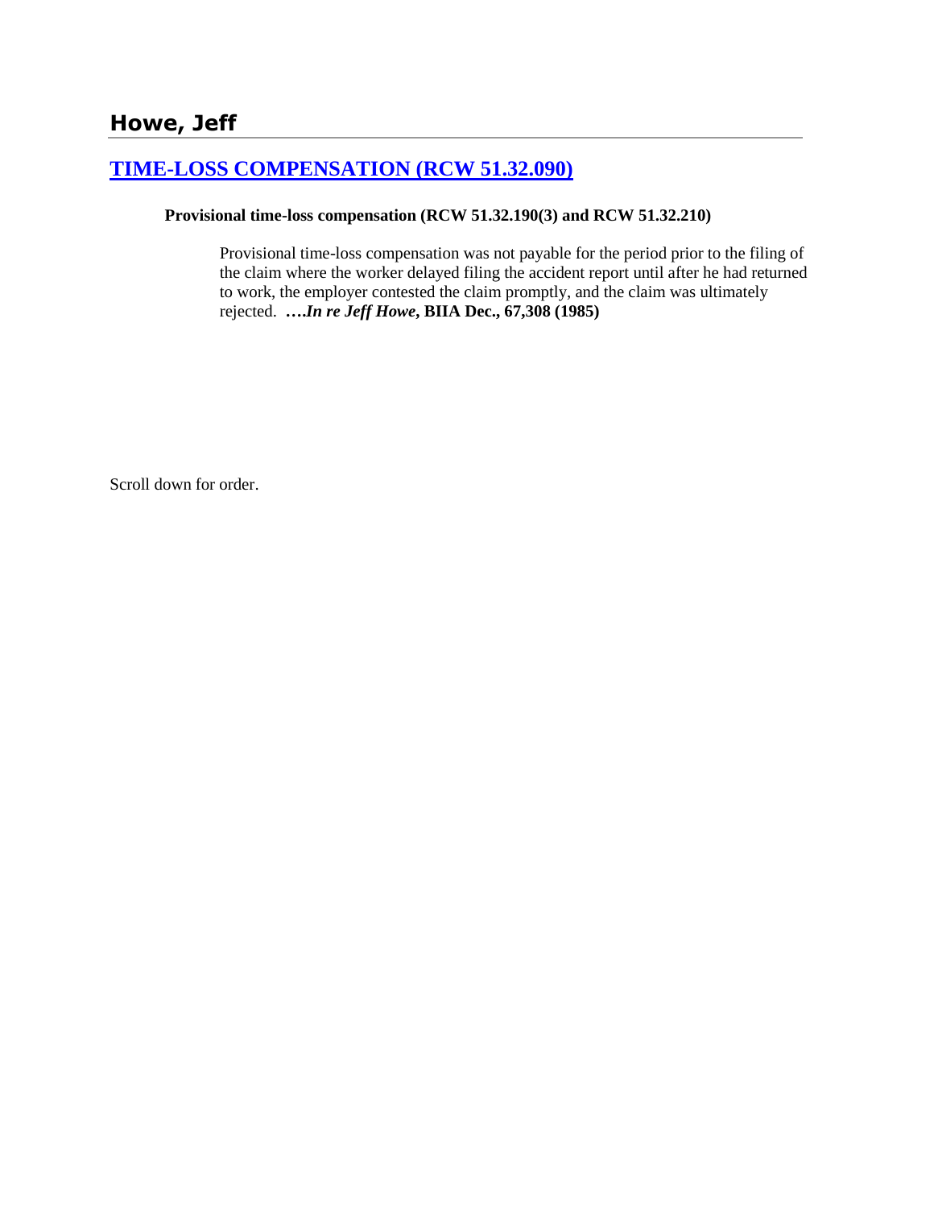## Howe, Jeff

### [TIME-LOSS COMPENSATION (RCW 51.32.090)]

**Provisional time-loss compensation (RCW 51.32.190(3) and RCW 51.32.210)**

Provisional time-loss compensation was not payable for the period prior to the filing of the claim where the worker delayed filing the accident report until after he had returned to work, the employer contested the claim promptly, and the claim was ultimately rejected. ***….In re Jeff Howe*, BIIA Dec., 67,308 (1985)**

Scroll down for order.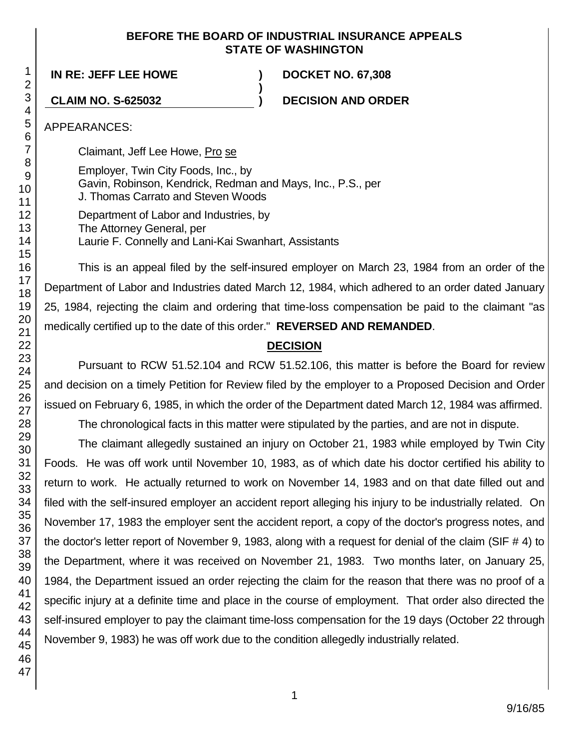**BEFORE THE BOARD OF INDUSTRIAL INSURANCE APPEALS**
**STATE OF WASHINGTON**

**IN RE: JEFF LEE HOWE** ) **DOCKET NO. 67,308**
)
**CLAIM NO. S-625032** ) **DECISION AND ORDER**

APPEARANCES:

Claimant, Jeff Lee Howe, Pro se

Employer, Twin City Foods, Inc., by
Gavin, Robinson, Kendrick, Redman and Mays, Inc., P.S., per
J. Thomas Carrato and Steven Woods

Department of Labor and Industries, by
The Attorney General, per
Laurie F. Connelly and Lani-Kai Swanhart, Assistants

This is an appeal filed by the self-insured employer on March 23, 1984 from an order of the Department of Labor and Industries dated March 12, 1984, which adhered to an order dated January 25, 1984, rejecting the claim and ordering that time-loss compensation be paid to the claimant "as medically certified up to the date of this order." **REVERSED AND REMANDED**.

## DECISION

Pursuant to RCW 51.52.104 and RCW 51.52.106, this matter is before the Board for review and decision on a timely Petition for Review filed by the employer to a Proposed Decision and Order issued on February 6, 1985, in which the order of the Department dated March 12, 1984 was affirmed.

The chronological facts in this matter were stipulated by the parties, and are not in dispute.

The claimant allegedly sustained an injury on October 21, 1983 while employed by Twin City Foods. He was off work until November 10, 1983, as of which date his doctor certified his ability to return to work. He actually returned to work on November 14, 1983 and on that date filled out and filed with the self-insured employer an accident report alleging his injury to be industrially related. On November 17, 1983 the employer sent the accident report, a copy of the doctor's progress notes, and the doctor's letter report of November 9, 1983, along with a request for denial of the claim (SIF # 4) to the Department, where it was received on November 21, 1983. Two months later, on January 25, 1984, the Department issued an order rejecting the claim for the reason that there was no proof of a specific injury at a definite time and place in the course of employment. That order also directed the self-insured employer to pay the claimant time-loss compensation for the 19 days (October 22 through November 9, 1983) he was off work due to the condition allegedly industrially related.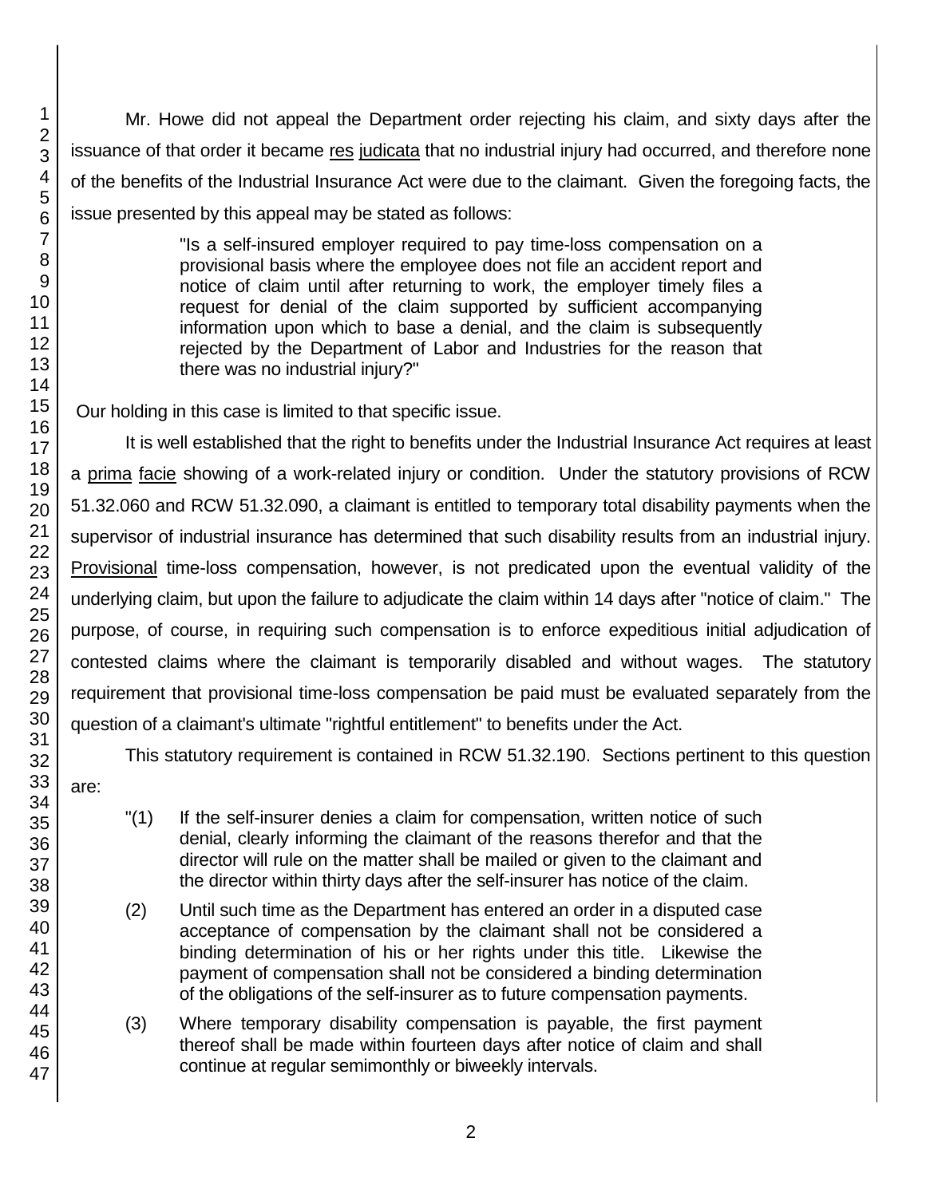Mr. Howe did not appeal the Department order rejecting his claim, and sixty days after the issuance of that order it became res judicata that no industrial injury had occurred, and therefore none of the benefits of the Industrial Insurance Act were due to the claimant. Given the foregoing facts, the issue presented by this appeal may be stated as follows:

> "Is a self-insured employer required to pay time-loss compensation on a provisional basis where the employee does not file an accident report and notice of claim until after returning to work, the employer timely files a request for denial of the claim supported by sufficient accompanying information upon which to base a denial, and the claim is subsequently rejected by the Department of Labor and Industries for the reason that there was no industrial injury?"

Our holding in this case is limited to that specific issue.

It is well established that the right to benefits under the Industrial Insurance Act requires at least a prima facie showing of a work-related injury or condition. Under the statutory provisions of RCW 51.32.060 and RCW 51.32.090, a claimant is entitled to temporary total disability payments when the supervisor of industrial insurance has determined that such disability results from an industrial injury. Provisional time-loss compensation, however, is not predicated upon the eventual validity of the underlying claim, but upon the failure to adjudicate the claim within 14 days after "notice of claim." The purpose, of course, in requiring such compensation is to enforce expeditious initial adjudication of contested claims where the claimant is temporarily disabled and without wages. The statutory requirement that provisional time-loss compensation be paid must be evaluated separately from the question of a claimant's ultimate "rightful entitlement" to benefits under the Act.

This statutory requirement is contained in RCW 51.32.190. Sections pertinent to this question are:

> "(1) If the self-insurer denies a claim for compensation, written notice of such denial, clearly informing the claimant of the reasons therefor and that the director will rule on the matter shall be mailed or given to the claimant and the director within thirty days after the self-insurer has notice of the claim.
>
> (2) Until such time as the Department has entered an order in a disputed case acceptance of compensation by the claimant shall not be considered a binding determination of his or her rights under this title. Likewise the payment of compensation shall not be considered a binding determination of the obligations of the self-insurer as to future compensation payments.
>
> (3) Where temporary disability compensation is payable, the first payment thereof shall be made within fourteen days after notice of claim and shall continue at regular semimonthly or biweekly intervals.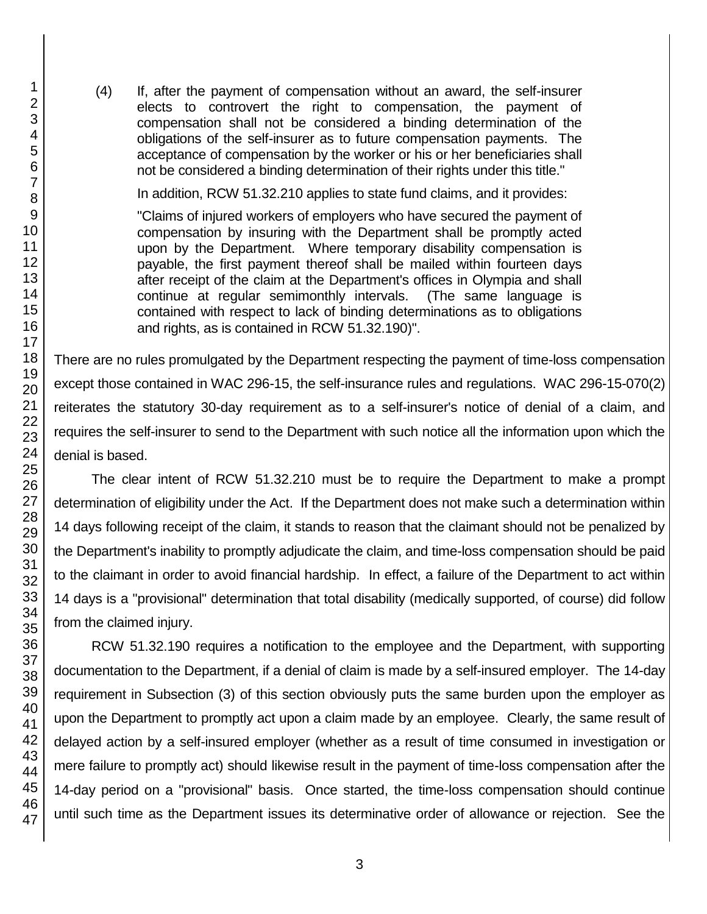(4) If, after the payment of compensation without an award, the self-insurer elects to controvert the right to compensation, the payment of compensation shall not be considered a binding determination of the obligations of the self-insurer as to future compensation payments. The acceptance of compensation by the worker or his or her beneficiaries shall not be considered a binding determination of their rights under this title."

In addition, RCW 51.32.210 applies to state fund claims, and it provides:

> "Claims of injured workers of employers who have secured the payment of compensation by insuring with the Department shall be promptly acted upon by the Department. Where temporary disability compensation is payable, the first payment thereof shall be mailed within fourteen days after receipt of the claim at the Department's offices in Olympia and shall continue at regular semimonthly intervals. (The same language is contained with respect to lack of binding determinations as to obligations and rights, as is contained in RCW 51.32.190)".

There are no rules promulgated by the Department respecting the payment of time-loss compensation except those contained in WAC 296-15, the self-insurance rules and regulations. WAC 296-15-070(2) reiterates the statutory 30-day requirement as to a self-insurer's notice of denial of a claim, and requires the self-insurer to send to the Department with such notice all the information upon which the denial is based.

The clear intent of RCW 51.32.210 must be to require the Department to make a prompt determination of eligibility under the Act. If the Department does not make such a determination within 14 days following receipt of the claim, it stands to reason that the claimant should not be penalized by the Department's inability to promptly adjudicate the claim, and time-loss compensation should be paid to the claimant in order to avoid financial hardship. In effect, a failure of the Department to act within 14 days is a "provisional" determination that total disability (medically supported, of course) did follow from the claimed injury.

RCW 51.32.190 requires a notification to the employee and the Department, with supporting documentation to the Department, if a denial of claim is made by a self-insured employer. The 14-day requirement in Subsection (3) of this section obviously puts the same burden upon the employer as upon the Department to promptly act upon a claim made by an employee. Clearly, the same result of delayed action by a self-insured employer (whether as a result of time consumed in investigation or mere failure to promptly act) should likewise result in the payment of time-loss compensation after the 14-day period on a "provisional" basis. Once started, the time-loss compensation should continue until such time as the Department issues its determinative order of allowance or rejection. See the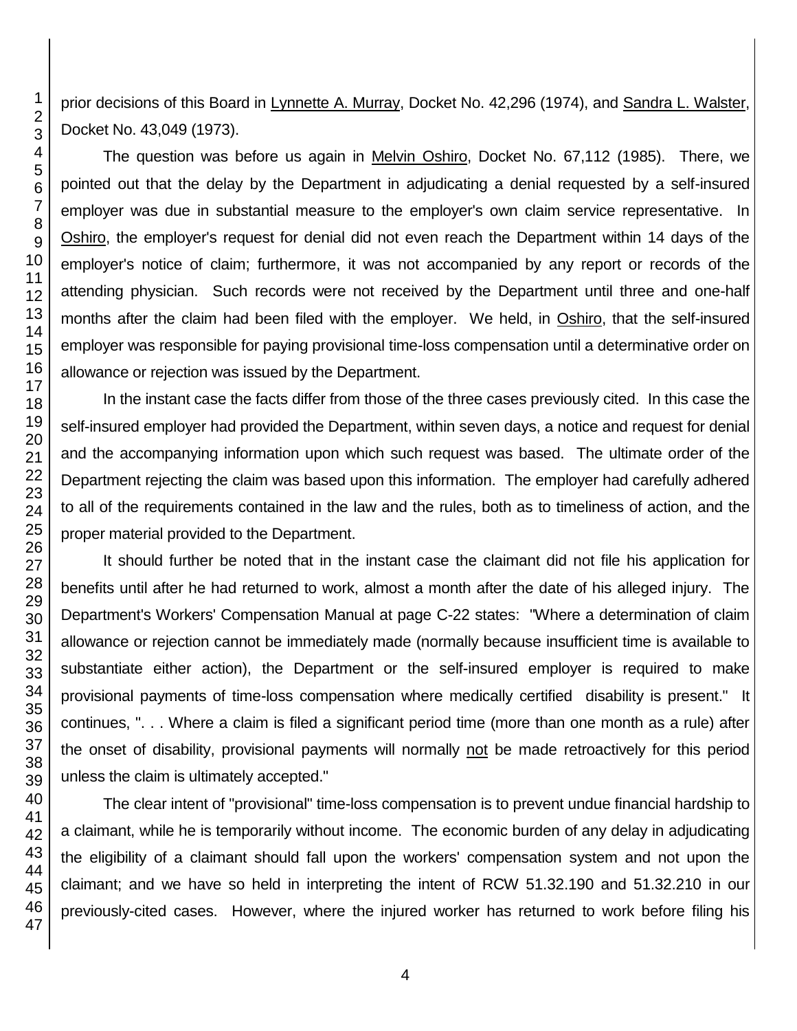prior decisions of this Board in Lynnette A. Murray, Docket No. 42,296 (1974), and Sandra L. Walster, Docket No. 43,049 (1973).

The question was before us again in Melvin Oshiro, Docket No. 67,112 (1985). There, we pointed out that the delay by the Department in adjudicating a denial requested by a self-insured employer was due in substantial measure to the employer's own claim service representative. In Oshiro, the employer's request for denial did not even reach the Department within 14 days of the employer's notice of claim; furthermore, it was not accompanied by any report or records of the attending physician. Such records were not received by the Department until three and one-half months after the claim had been filed with the employer. We held, in Oshiro, that the self-insured employer was responsible for paying provisional time-loss compensation until a determinative order on allowance or rejection was issued by the Department.

In the instant case the facts differ from those of the three cases previously cited. In this case the self-insured employer had provided the Department, within seven days, a notice and request for denial and the accompanying information upon which such request was based. The ultimate order of the Department rejecting the claim was based upon this information. The employer had carefully adhered to all of the requirements contained in the law and the rules, both as to timeliness of action, and the proper material provided to the Department.

It should further be noted that in the instant case the claimant did not file his application for benefits until after he had returned to work, almost a month after the date of his alleged injury. The Department's Workers' Compensation Manual at page C-22 states: "Where a determination of claim allowance or rejection cannot be immediately made (normally because insufficient time is available to substantiate either action), the Department or the self-insured employer is required to make provisional payments of time-loss compensation where medically certified disability is present." It continues, ". . . Where a claim is filed a significant period time (more than one month as a rule) after the onset of disability, provisional payments will normally not be made retroactively for this period unless the claim is ultimately accepted."

The clear intent of "provisional" time-loss compensation is to prevent undue financial hardship to a claimant, while he is temporarily without income. The economic burden of any delay in adjudicating the eligibility of a claimant should fall upon the workers' compensation system and not upon the claimant; and we have so held in interpreting the intent of RCW 51.32.190 and 51.32.210 in our previously-cited cases. However, where the injured worker has returned to work before filing his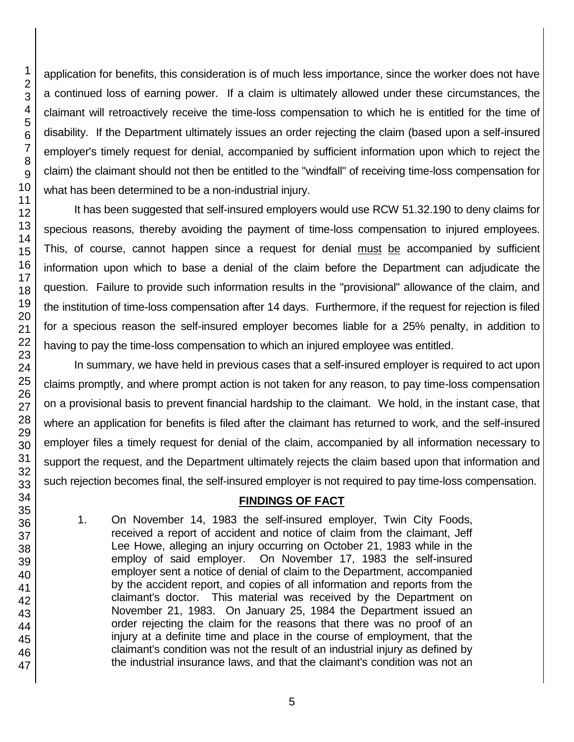application for benefits, this consideration is of much less importance, since the worker does not have a continued loss of earning power. If a claim is ultimately allowed under these circumstances, the claimant will retroactively receive the time-loss compensation to which he is entitled for the time of disability. If the Department ultimately issues an order rejecting the claim (based upon a self-insured employer's timely request for denial, accompanied by sufficient information upon which to reject the claim) the claimant should not then be entitled to the "windfall" of receiving time-loss compensation for what has been determined to be a non-industrial injury.

It has been suggested that self-insured employers would use RCW 51.32.190 to deny claims for specious reasons, thereby avoiding the payment of time-loss compensation to injured employees. This, of course, cannot happen since a request for denial must be accompanied by sufficient information upon which to base a denial of the claim before the Department can adjudicate the question. Failure to provide such information results in the "provisional" allowance of the claim, and the institution of time-loss compensation after 14 days. Furthermore, if the request for rejection is filed for a specious reason the self-insured employer becomes liable for a 25% penalty, in addition to having to pay the time-loss compensation to which an injured employee was entitled.

In summary, we have held in previous cases that a self-insured employer is required to act upon claims promptly, and where prompt action is not taken for any reason, to pay time-loss compensation on a provisional basis to prevent financial hardship to the claimant. We hold, in the instant case, that where an application for benefits is filed after the claimant has returned to work, and the self-insured employer files a timely request for denial of the claim, accompanied by all information necessary to support the request, and the Department ultimately rejects the claim based upon that information and such rejection becomes final, the self-insured employer is not required to pay time-loss compensation.

## FINDINGS OF FACT

1. On November 14, 1983 the self-insured employer, Twin City Foods, received a report of accident and notice of claim from the claimant, Jeff Lee Howe, alleging an injury occurring on October 21, 1983 while in the employ of said employer. On November 17, 1983 the self-insured employer sent a notice of denial of claim to the Department, accompanied by the accident report, and copies of all information and reports from the claimant's doctor. This material was received by the Department on November 21, 1983. On January 25, 1984 the Department issued an order rejecting the claim for the reasons that there was no proof of an injury at a definite time and place in the course of employment, that the claimant's condition was not the result of an industrial injury as defined by the industrial insurance laws, and that the claimant's condition was not an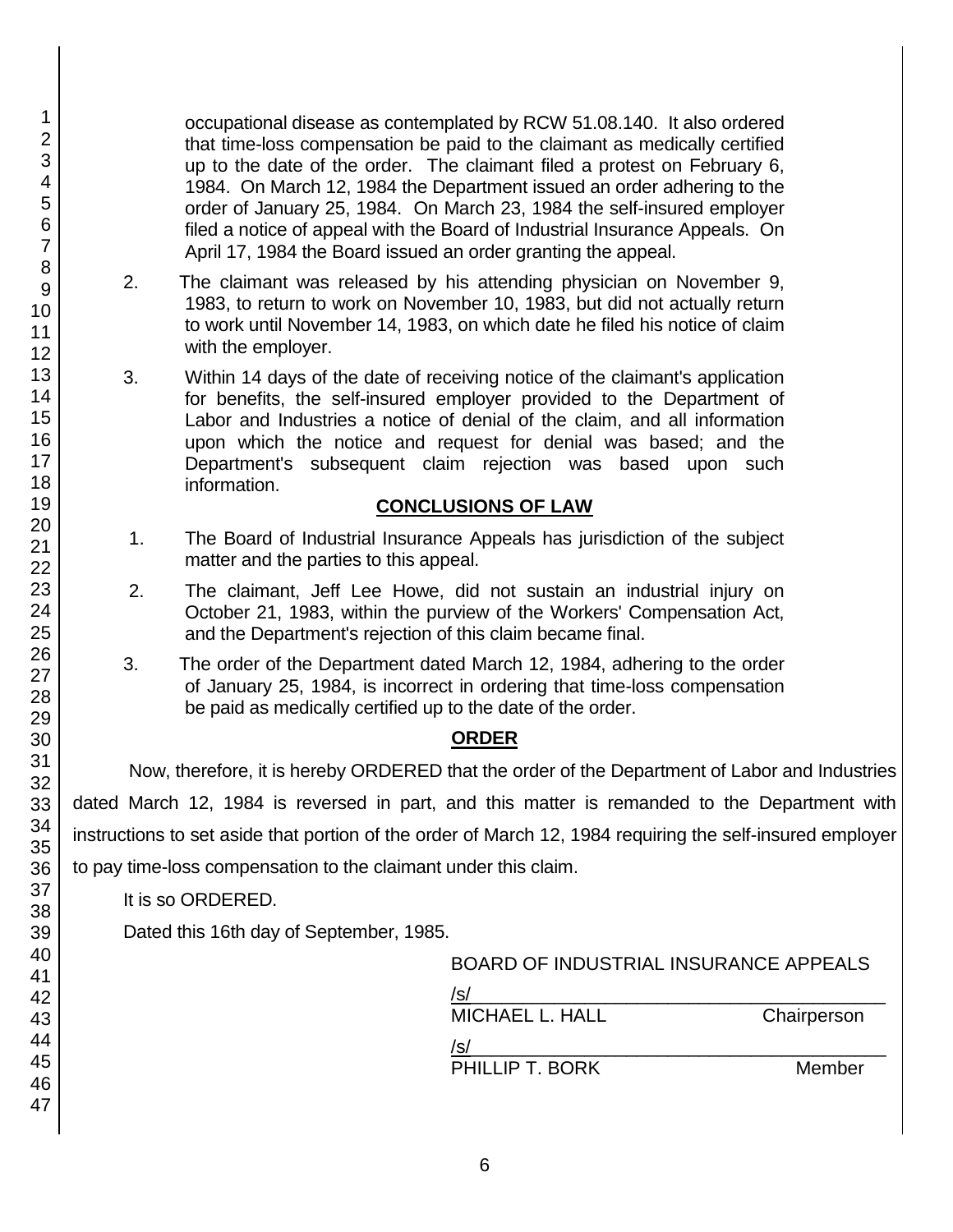occupational disease as contemplated by RCW 51.08.140. It also ordered that time-loss compensation be paid to the claimant as medically certified up to the date of the order. The claimant filed a protest on February 6, 1984. On March 12, 1984 the Department issued an order adhering to the order of January 25, 1984. On March 23, 1984 the self-insured employer filed a notice of appeal with the Board of Industrial Insurance Appeals. On April 17, 1984 the Board issued an order granting the appeal.

2. The claimant was released by his attending physician on November 9, 1983, to return to work on November 10, 1983, but did not actually return to work until November 14, 1983, on which date he filed his notice of claim with the employer.

3. Within 14 days of the date of receiving notice of the claimant's application for benefits, the self-insured employer provided to the Department of Labor and Industries a notice of denial of the claim, and all information upon which the notice and request for denial was based; and the Department's subsequent claim rejection was based upon such information.

## CONCLUSIONS OF LAW

1. The Board of Industrial Insurance Appeals has jurisdiction of the subject matter and the parties to this appeal.

2. The claimant, Jeff Lee Howe, did not sustain an industrial injury on October 21, 1983, within the purview of the Workers' Compensation Act, and the Department's rejection of this claim became final.

3. The order of the Department dated March 12, 1984, adhering to the order of January 25, 1984, is incorrect in ordering that time-loss compensation be paid as medically certified up to the date of the order.

## ORDER

Now, therefore, it is hereby ORDERED that the order of the Department of Labor and Industries dated March 12, 1984 is reversed in part, and this matter is remanded to the Department with instructions to set aside that portion of the order of March 12, 1984 requiring the self-insured employer to pay time-loss compensation to the claimant under this claim.

It is so ORDERED.

Dated this 16th day of September, 1985.

BOARD OF INDUSTRIAL INSURANCE APPEALS

/s/
MICHAEL L. HALL Chairperson

/s/
PHILLIP T. BORK Member